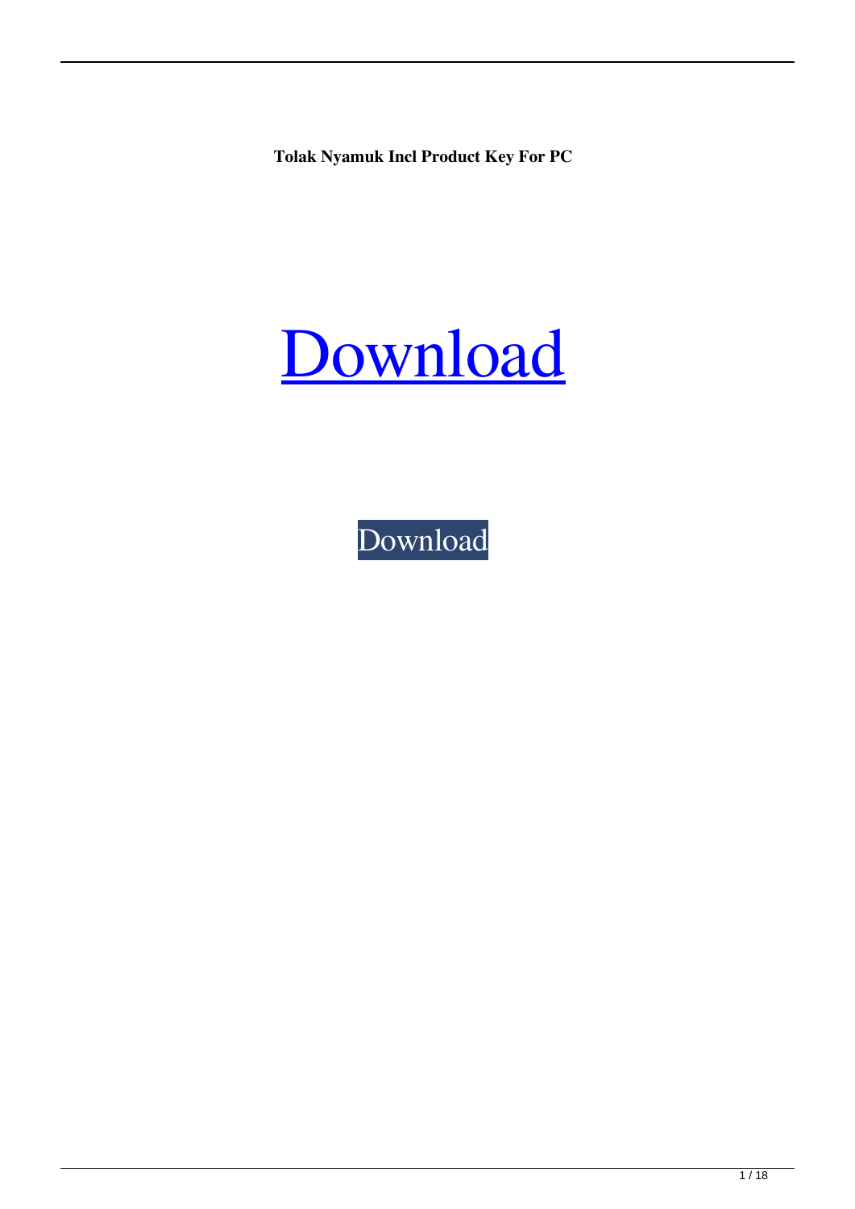**Tolak Nyamuk Incl Product Key For PC**

# Download

Download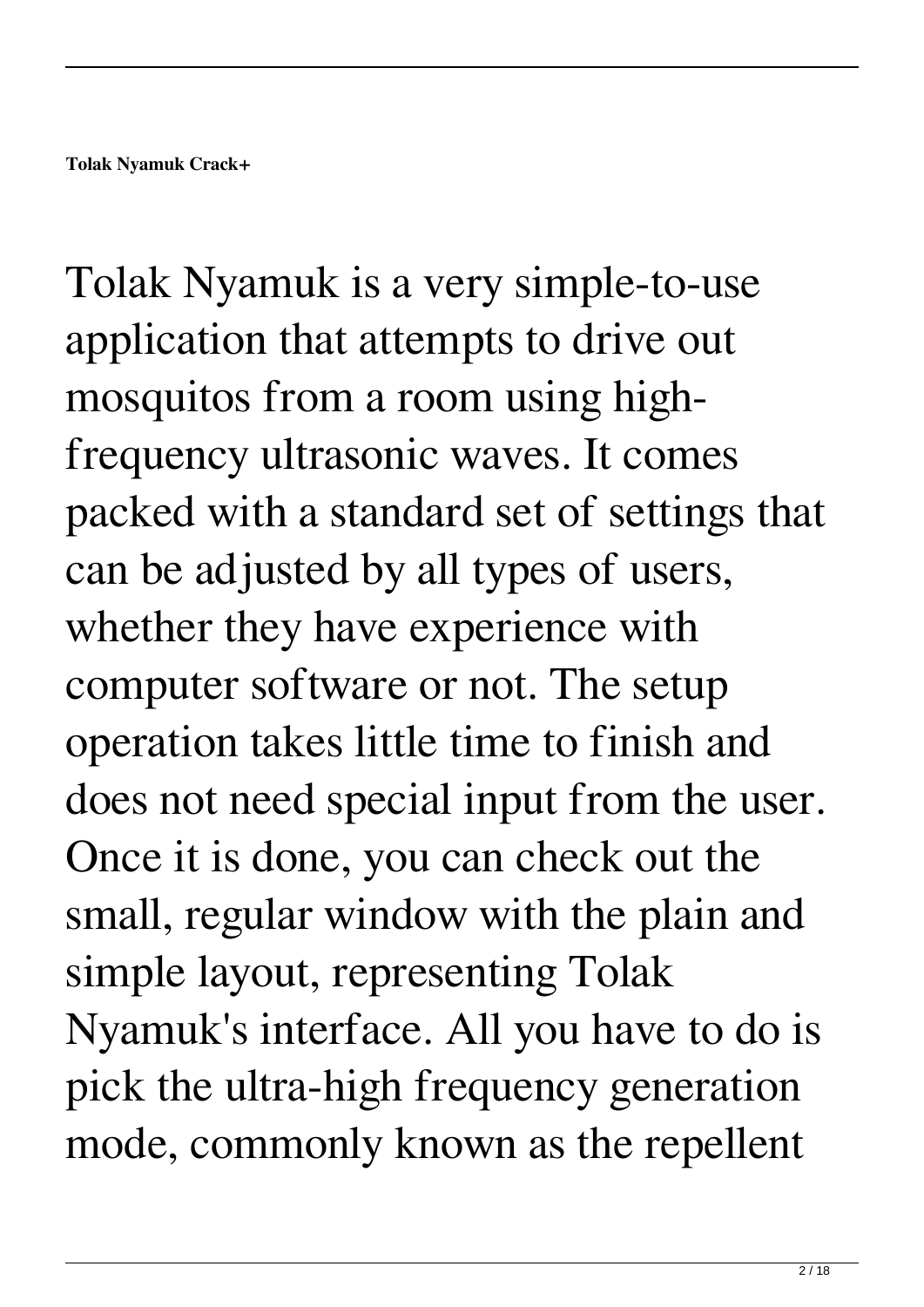**Tolak Nyamuk Crack+**

Tolak Nyamuk is a very simple-to-use application that attempts to drive out mosquitos from a room using high-frequency ultrasonic waves. It comes packed with a standard set of settings that can be adjusted by all types of users, whether they have experience with computer software or not. The setup operation takes little time to finish and does not need special input from the user. Once it is done, you can check out the small, regular window with the plain and simple layout, representing Tolak Nyamuk's interface. All you have to do is pick the ultra-high frequency generation mode, commonly known as the repellent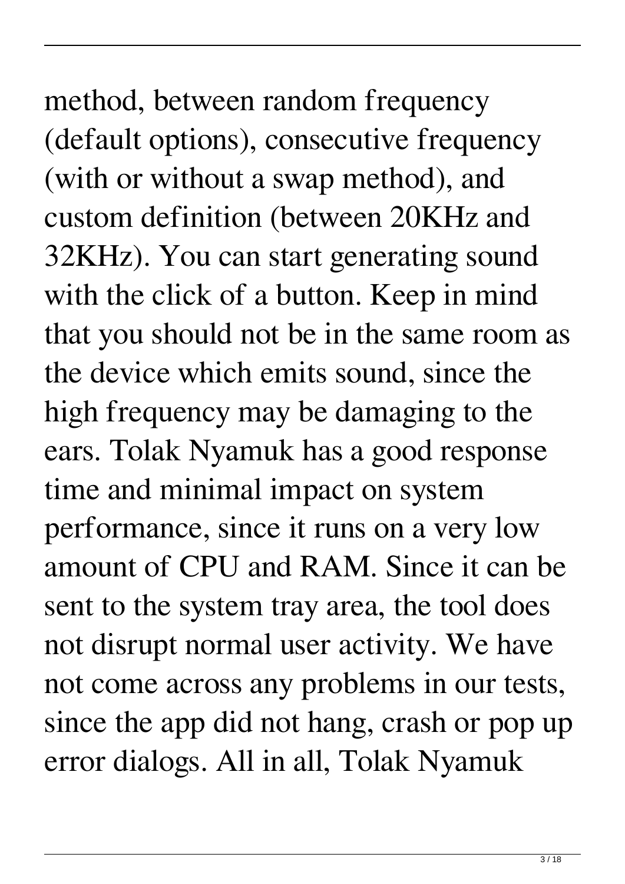method, between random frequency (default options), consecutive frequency (with or without a swap method), and custom definition (between 20KHz and 32KHz). You can start generating sound with the click of a button. Keep in mind that you should not be in the same room as the device which emits sound, since the high frequency may be damaging to the ears. Tolak Nyamuk has a good response time and minimal impact on system performance, since it runs on a very low amount of CPU and RAM. Since it can be sent to the system tray area, the tool does not disrupt normal user activity. We have not come across any problems in our tests, since the app did not hang, crash or pop up error dialogs. All in all, Tolak Nyamuk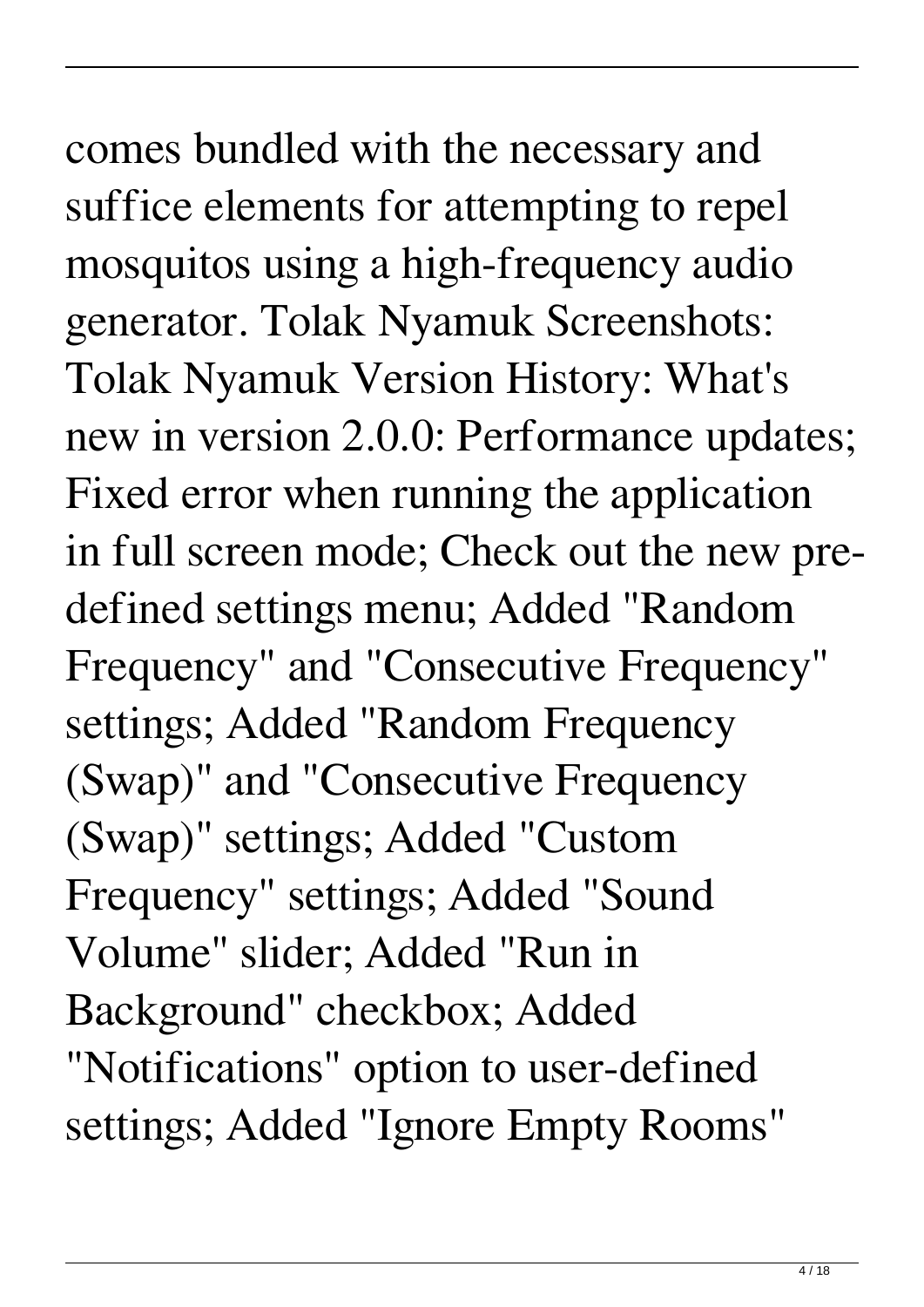comes bundled with the necessary and suffice elements for attempting to repel mosquitos using a high-frequency audio generator. Tolak Nyamuk Screenshots: Tolak Nyamuk Version History: What's new in version 2.0.0: Performance updates; Fixed error when running the application in full screen mode; Check out the new pre-defined settings menu; Added "Random Frequency" and "Consecutive Frequency" settings; Added "Random Frequency (Swap)" and "Consecutive Frequency (Swap)" settings; Added "Custom Frequency" settings; Added "Sound Volume" slider; Added "Run in Background" checkbox; Added "Notifications" option to user-defined settings; Added "Ignore Empty Rooms"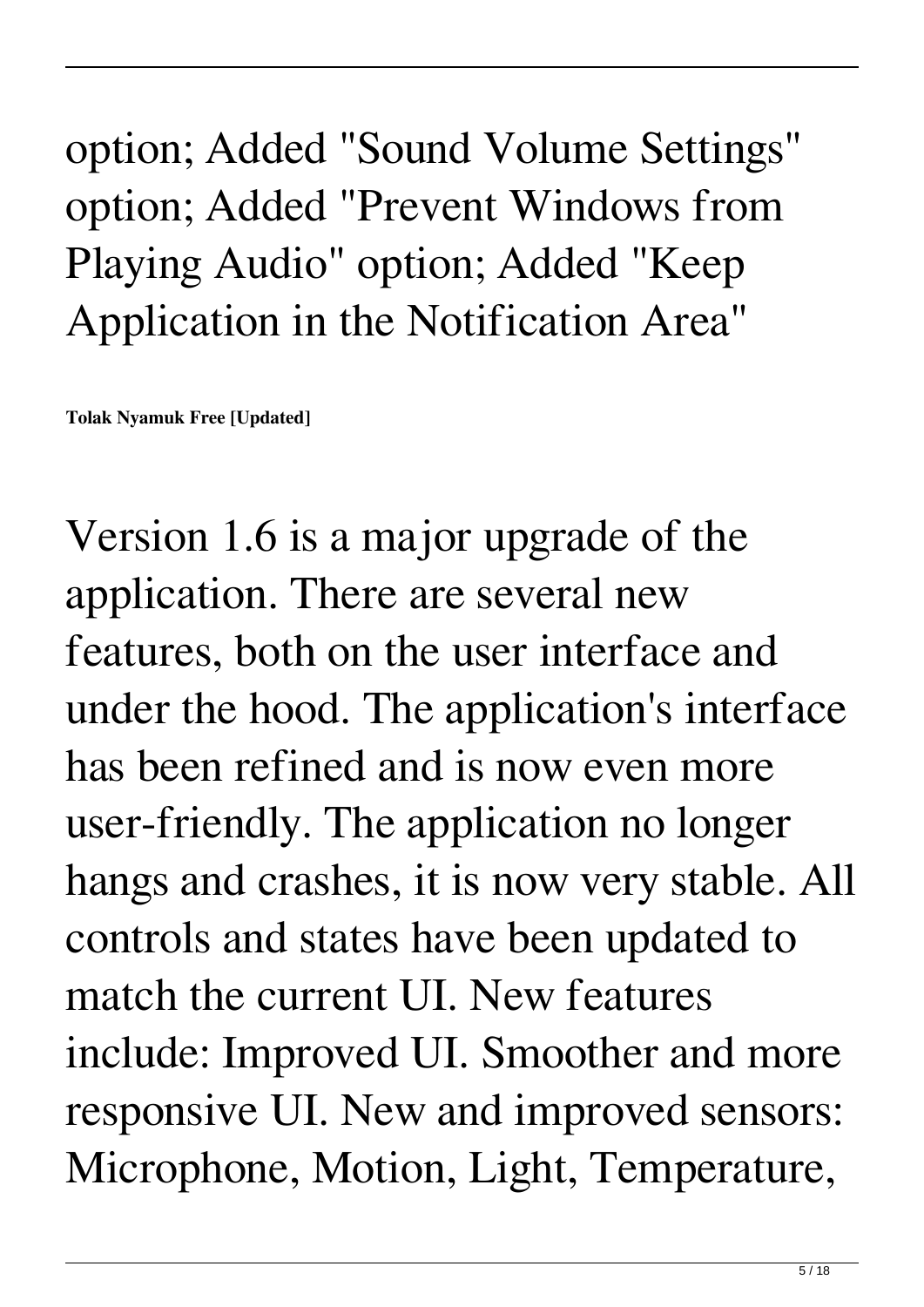option; Added "Sound Volume Settings" option; Added "Prevent Windows from Playing Audio" option; Added "Keep Application in the Notification Area"

**Tolak Nyamuk Free [Updated]**

Version 1.6 is a major upgrade of the application. There are several new features, both on the user interface and under the hood. The application's interface has been refined and is now even more user-friendly. The application no longer hangs and crashes, it is now very stable. All controls and states have been updated to match the current UI. New features include: Improved UI. Smoother and more responsive UI. New and improved sensors: Microphone, Motion, Light, Temperature,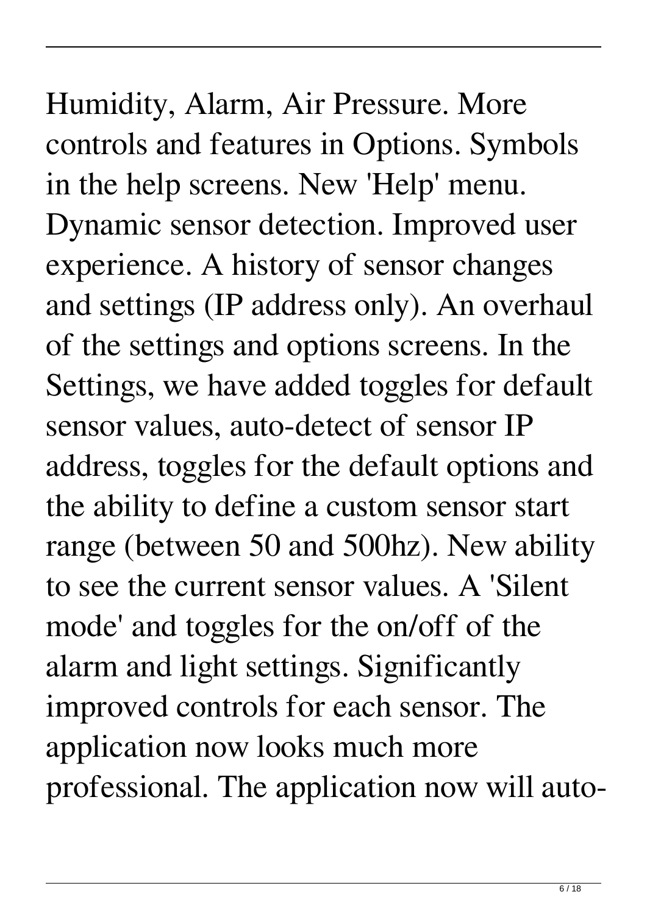Humidity, Alarm, Air Pressure. More controls and features in Options. Symbols in the help screens. New 'Help' menu. Dynamic sensor detection. Improved user experience. A history of sensor changes and settings (IP address only). An overhaul of the settings and options screens. In the Settings, we have added toggles for default sensor values, auto-detect of sensor IP address, toggles for the default options and the ability to define a custom sensor start range (between 50 and 500hz). New ability to see the current sensor values. A 'Silent mode' and toggles for the on/off of the alarm and light settings. Significantly improved controls for each sensor. The application now looks much more professional. The application now will auto-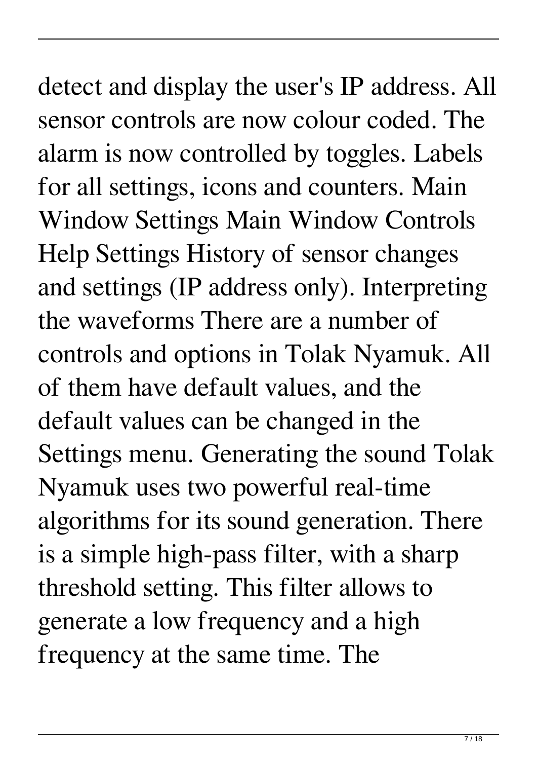detect and display the user's IP address. All sensor controls are now colour coded. The alarm is now controlled by toggles. Labels for all settings, icons and counters. Main Window Settings Main Window Controls Help Settings History of sensor changes and settings (IP address only). Interpreting the waveforms There are a number of controls and options in Tolak Nyamuk. All of them have default values, and the default values can be changed in the Settings menu. Generating the sound Tolak Nyamuk uses two powerful real-time algorithms for its sound generation. There is a simple high-pass filter, with a sharp threshold setting. This filter allows to generate a low frequency and a high frequency at the same time. The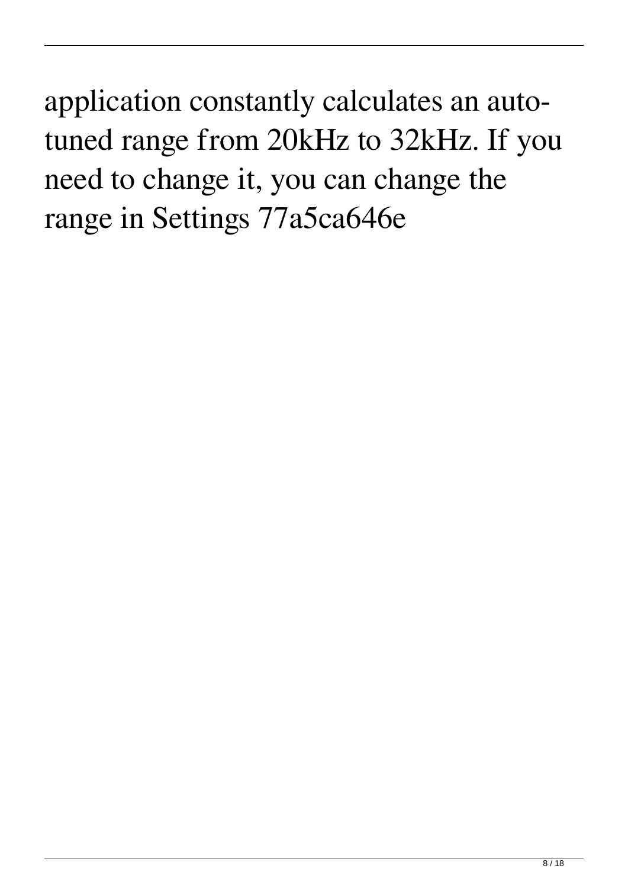application constantly calculates an auto-tuned range from 20kHz to 32kHz. If you need to change it, you can change the range in Settings 77a5ca646e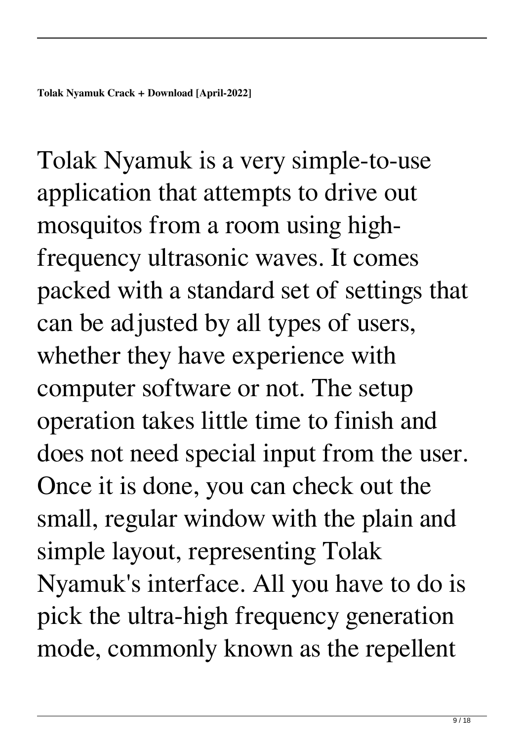**Tolak Nyamuk Crack + Download [April-2022]**

Tolak Nyamuk is a very simple-to-use application that attempts to drive out mosquitos from a room using high-frequency ultrasonic waves. It comes packed with a standard set of settings that can be adjusted by all types of users, whether they have experience with computer software or not. The setup operation takes little time to finish and does not need special input from the user. Once it is done, you can check out the small, regular window with the plain and simple layout, representing Tolak Nyamuk's interface. All you have to do is pick the ultra-high frequency generation mode, commonly known as the repellent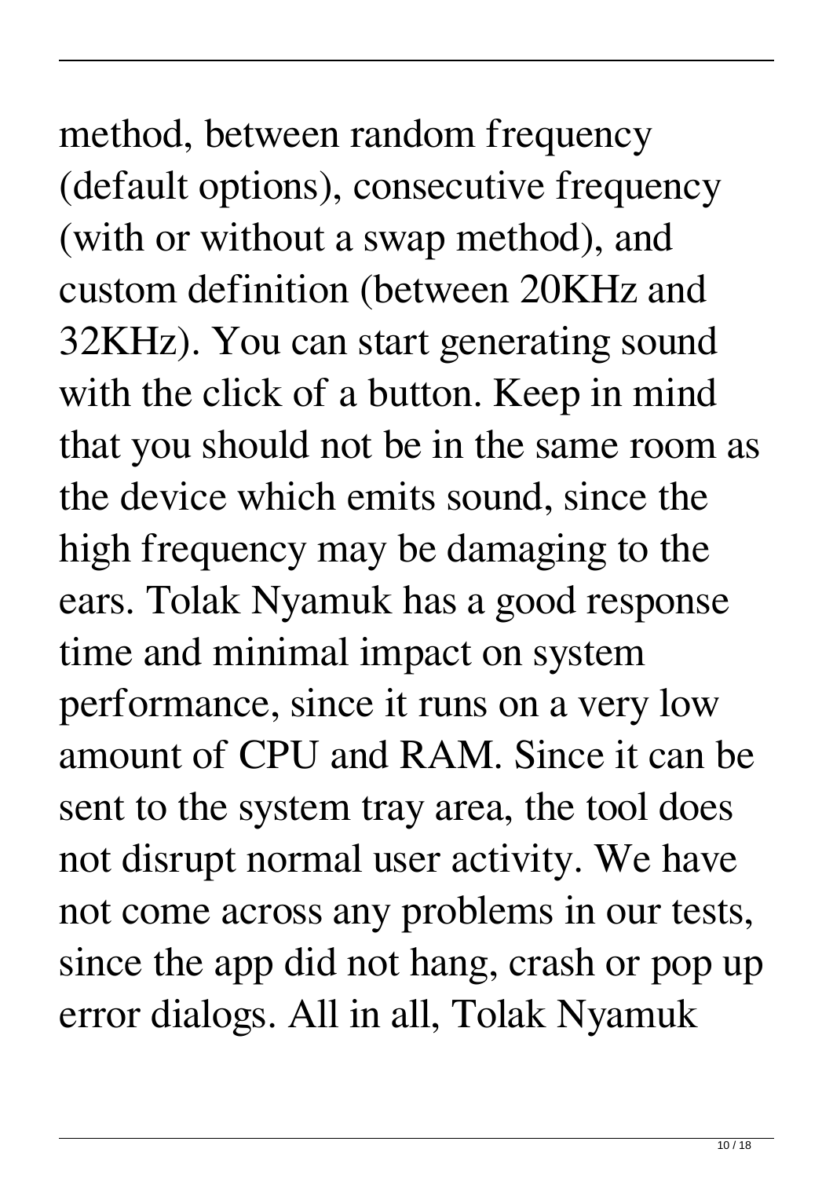method, between random frequency (default options), consecutive frequency (with or without a swap method), and custom definition (between 20KHz and 32KHz). You can start generating sound with the click of a button. Keep in mind that you should not be in the same room as the device which emits sound, since the high frequency may be damaging to the ears. Tolak Nyamuk has a good response time and minimal impact on system performance, since it runs on a very low amount of CPU and RAM. Since it can be sent to the system tray area, the tool does not disrupt normal user activity. We have not come across any problems in our tests, since the app did not hang, crash or pop up error dialogs. All in all, Tolak Nyamuk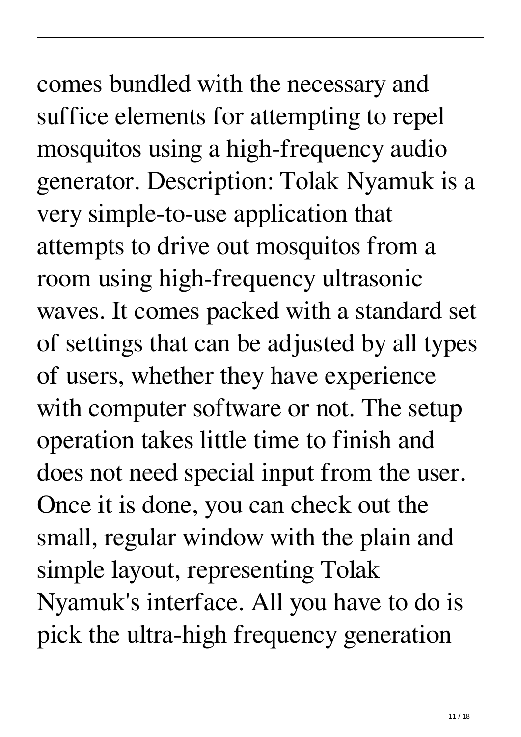comes bundled with the necessary and suffice elements for attempting to repel mosquitos using a high-frequency audio generator. Description: Tolak Nyamuk is a very simple-to-use application that attempts to drive out mosquitos from a room using high-frequency ultrasonic waves. It comes packed with a standard set of settings that can be adjusted by all types of users, whether they have experience with computer software or not. The setup operation takes little time to finish and does not need special input from the user. Once it is done, you can check out the small, regular window with the plain and simple layout, representing Tolak Nyamuk's interface. All you have to do is pick the ultra-high frequency generation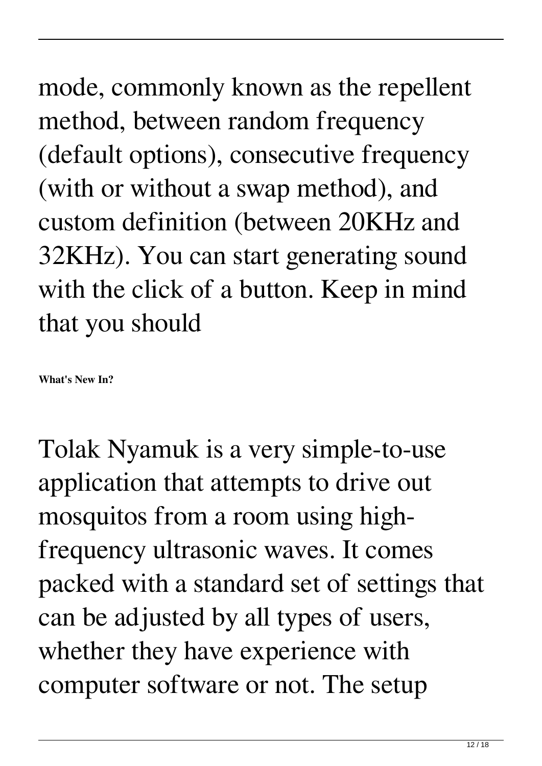mode, commonly known as the repellent method, between random frequency (default options), consecutive frequency (with or without a swap method), and custom definition (between 20KHz and 32KHz). You can start generating sound with the click of a button. Keep in mind that you should

**What's New In?**

Tolak Nyamuk is a very simple-to-use application that attempts to drive out mosquitos from a room using high-frequency ultrasonic waves. It comes packed with a standard set of settings that can be adjusted by all types of users, whether they have experience with computer software or not. The setup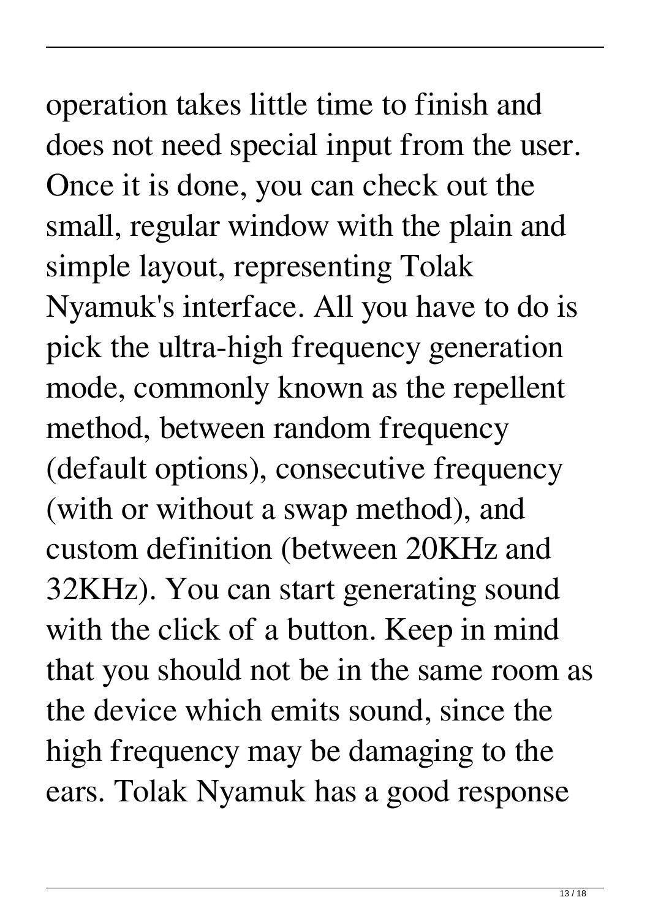operation takes little time to finish and does not need special input from the user. Once it is done, you can check out the small, regular window with the plain and simple layout, representing Tolak Nyamuk's interface. All you have to do is pick the ultra-high frequency generation mode, commonly known as the repellent method, between random frequency (default options), consecutive frequency (with or without a swap method), and custom definition (between 20KHz and 32KHz). You can start generating sound with the click of a button. Keep in mind that you should not be in the same room as the device which emits sound, since the high frequency may be damaging to the ears. Tolak Nyamuk has a good response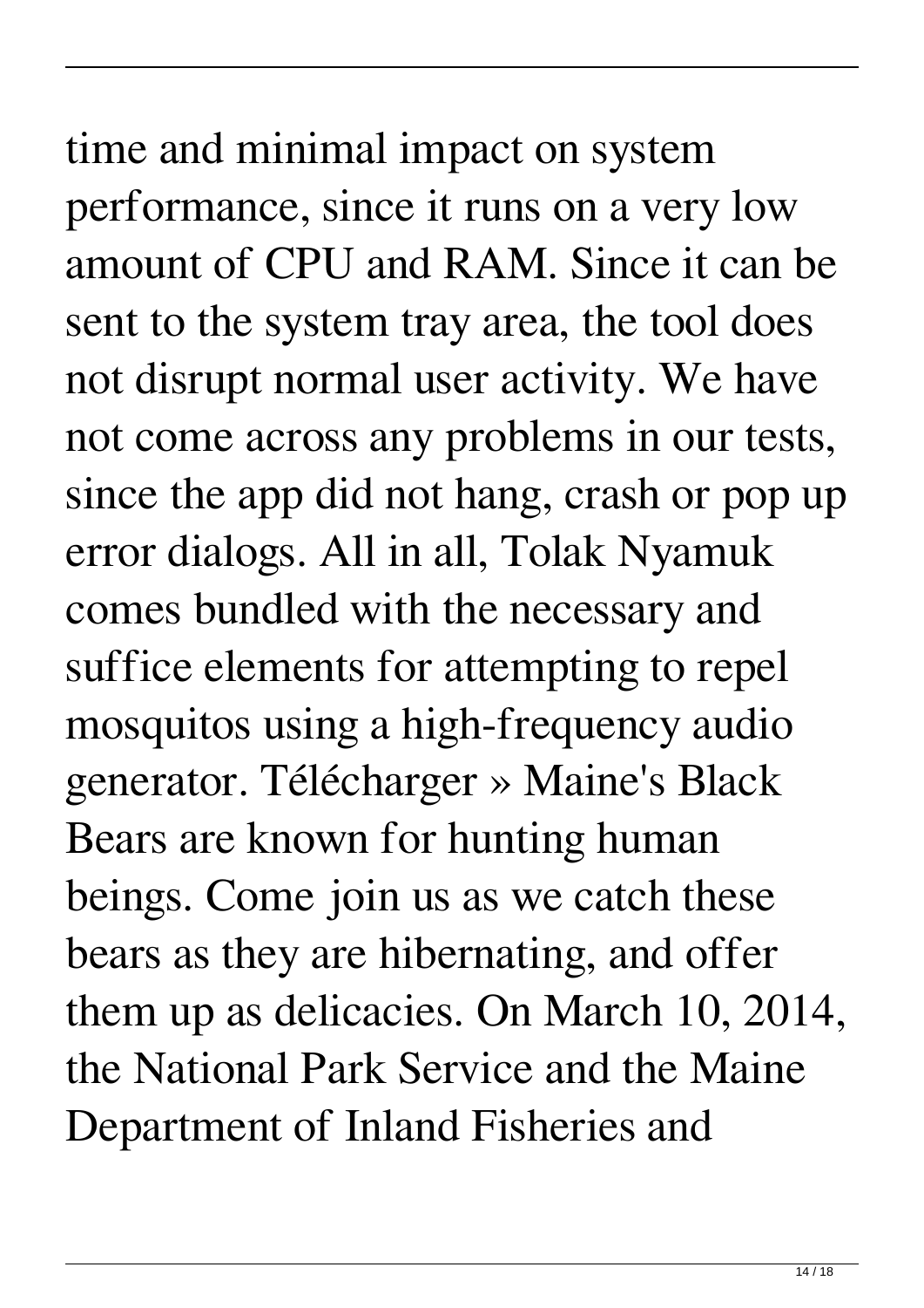time and minimal impact on system performance, since it runs on a very low amount of CPU and RAM. Since it can be sent to the system tray area, the tool does not disrupt normal user activity. We have not come across any problems in our tests, since the app did not hang, crash or pop up error dialogs. All in all, Tolak Nyamuk comes bundled with the necessary and suffice elements for attempting to repel mosquitos using a high-frequency audio generator. Télécharger » Maine's Black Bears are known for hunting human beings. Come join us as we catch these bears as they are hibernating, and offer them up as delicacies. On March 10, 2014, the National Park Service and the Maine Department of Inland Fisheries and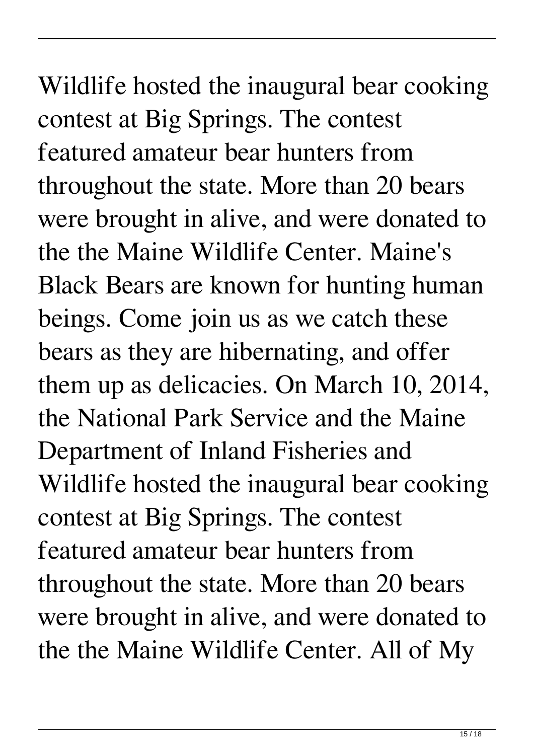Wildlife hosted the inaugural bear cooking contest at Big Springs. The contest featured amateur bear hunters from throughout the state. More than 20 bears were brought in alive, and were donated to the the Maine Wildlife Center. Maine's Black Bears are known for hunting human beings. Come join us as we catch these bears as they are hibernating, and offer them up as delicacies. On March 10, 2014, the National Park Service and the Maine Department of Inland Fisheries and Wildlife hosted the inaugural bear cooking contest at Big Springs. The contest featured amateur bear hunters from throughout the state. More than 20 bears were brought in alive, and were donated to the the Maine Wildlife Center. All of My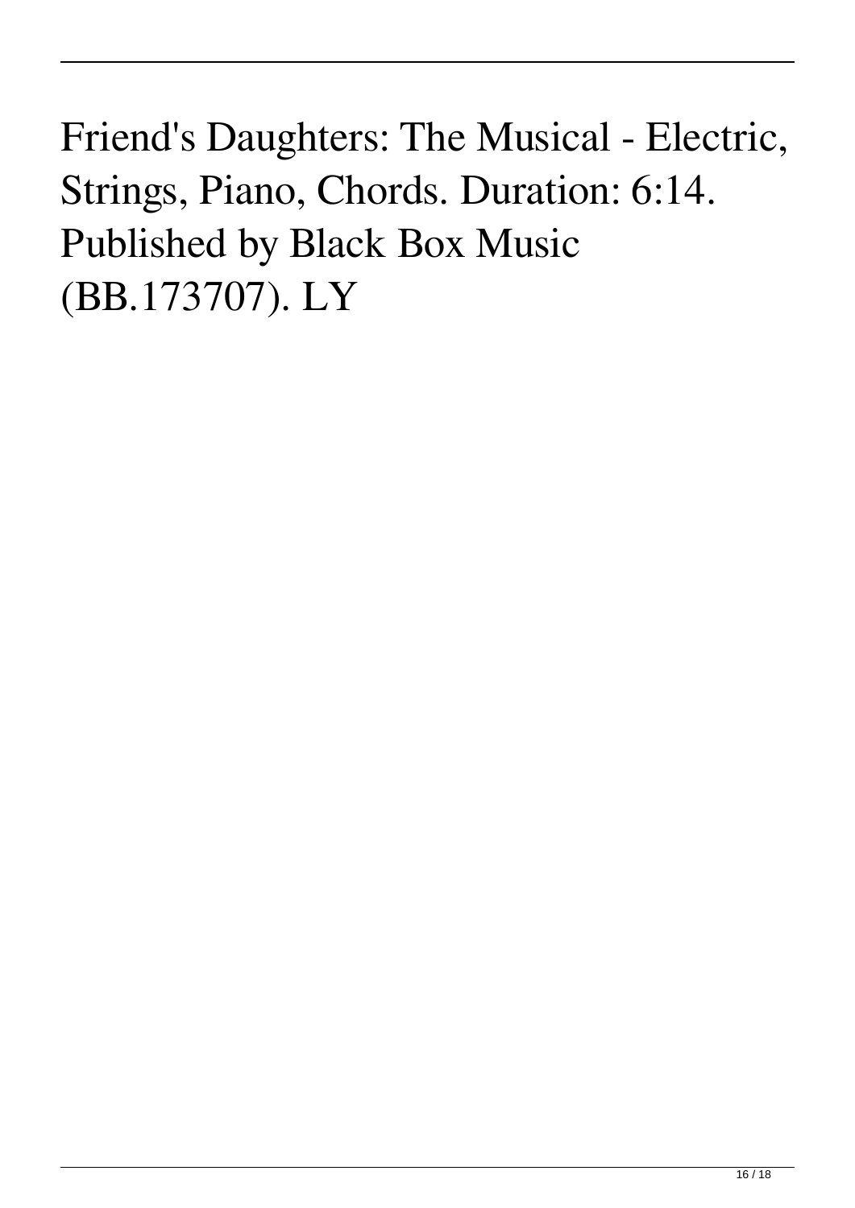Friend's Daughters: The Musical - Electric, Strings, Piano, Chords. Duration: 6:14. Published by Black Box Music (BB.173707). LY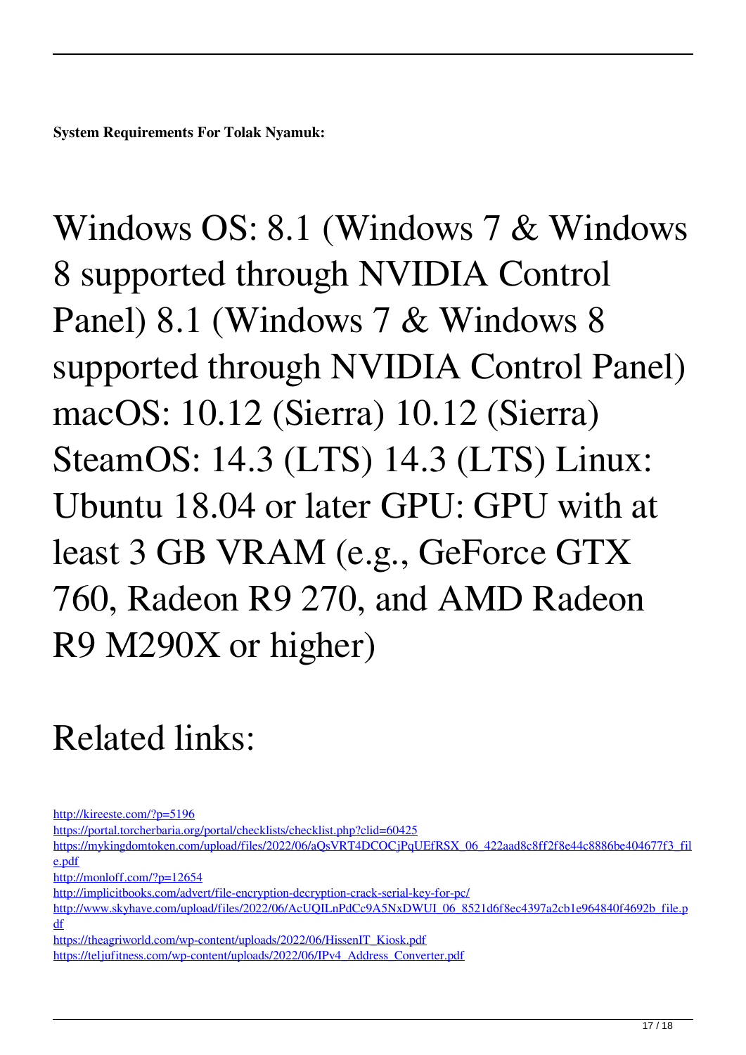**System Requirements For Tolak Nyamuk:**

# Windows OS: 8.1 (Windows 7 & Windows 8 supported through NVIDIA Control Panel) 8.1 (Windows 7 & Windows 8 supported through NVIDIA Control Panel) macOS: 10.12 (Sierra) 10.12 (Sierra) SteamOS: 14.3 (LTS) 14.3 (LTS) Linux: Ubuntu 18.04 or later GPU: GPU with at least 3 GB VRAM (e.g., GeForce GTX 760, Radeon R9 270, and AMD Radeon R9 M290X or higher)

# Related links:

http://kireeste.com/?p=5196
https://portal.torcherbaria.org/portal/checklists/checklist.php?clid=60425
https://mykingdomtoken.com/upload/files/2022/06/aQsVRT4DCOCjPqUEfRSX_06_422aad8c8ff2f8e44c8886be404677f3_file.pdf
http://monloff.com/?p=12654
http://implicitbooks.com/advert/file-encryption-decryption-crack-serial-key-for-pc/
http://www.skyhave.com/upload/files/2022/06/AcUQILnPdCc9A5NxDWUI_06_8521d6f8ec4397a2cb1e964840f4692b_file.pdf
https://theagriworld.com/wp-content/uploads/2022/06/HissenIT_Kiosk.pdf
https://teljufitness.com/wp-content/uploads/2022/06/IPv4_Address_Converter.pdf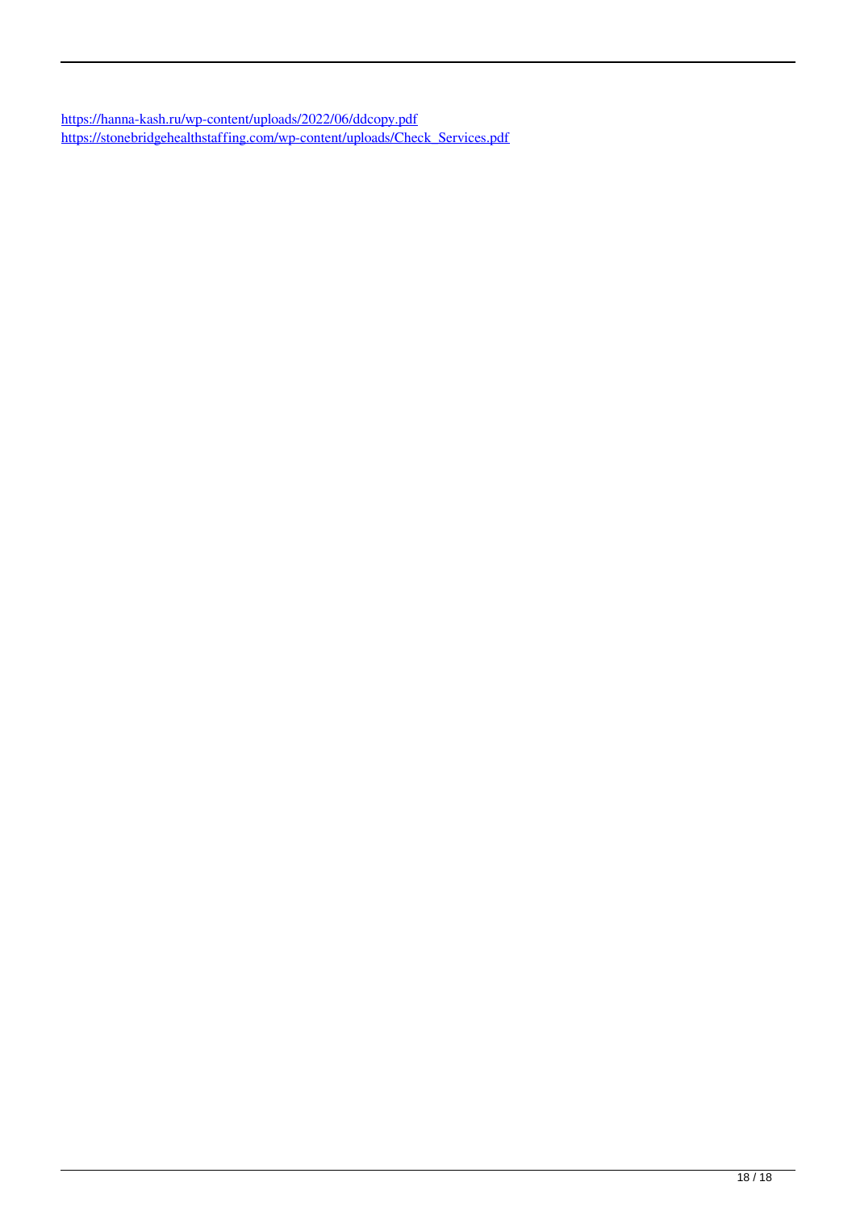https://hanna-kash.ru/wp-content/uploads/2022/06/ddcopy.pdf
https://stonebridgehealthstaffing.com/wp-content/uploads/Check_Services.pdf